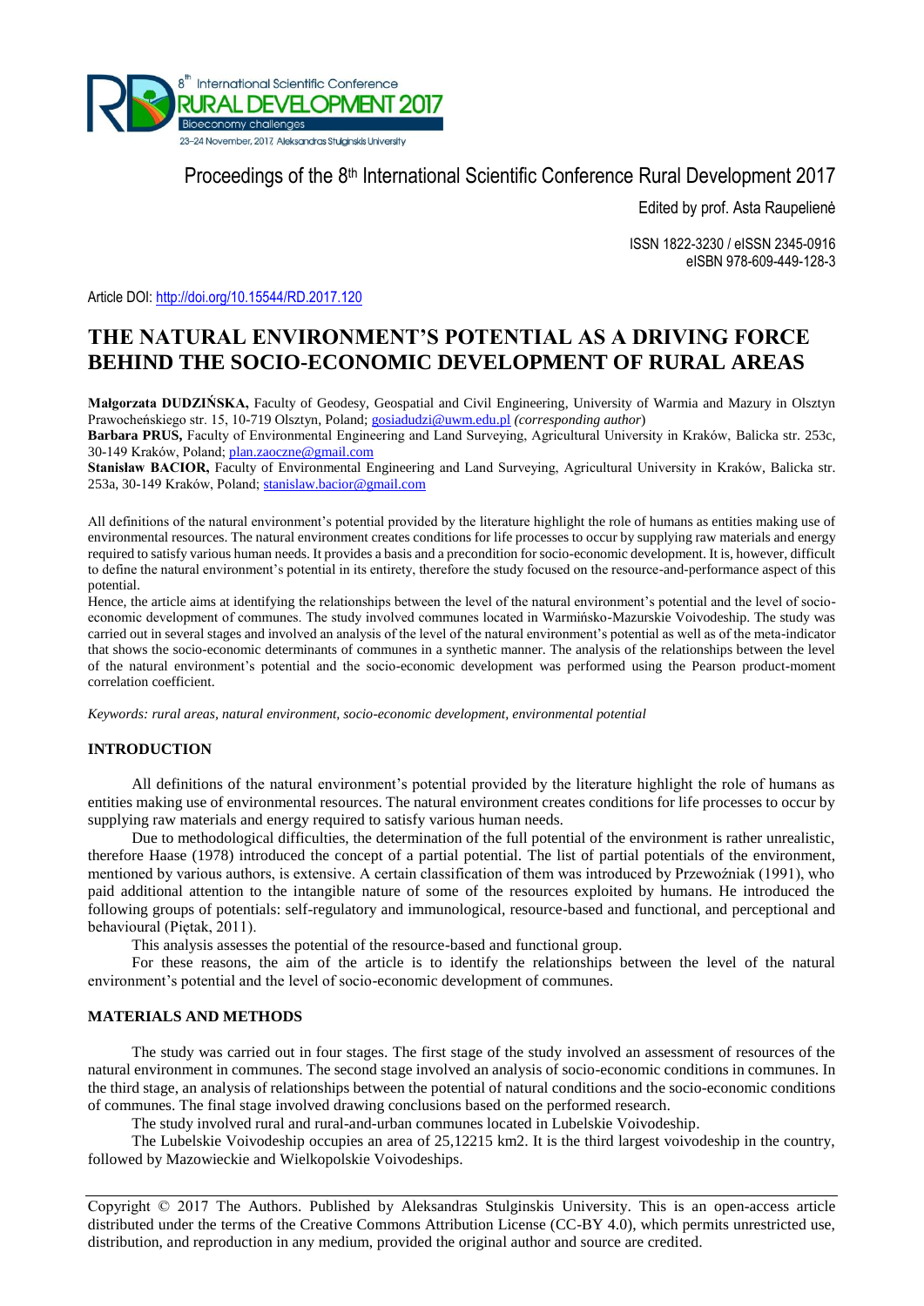Proceedings of the 8th International Scientific Conference Rural Development 2017

Edited by prof. Asta Raupelienė

ISSN 1822-3230 / eISSN 2345-0916
eISBN 978-609-449-128-3

Article DOI: http://doi.org/10.15544/RD.2017.120

# THE NATURAL ENVIRONMENT'S POTENTIAL AS A DRIVING FORCE BEHIND THE SOCIO-ECONOMIC DEVELOPMENT OF RURAL AREAS

**Małgorzata DUDZIŃSKA,** Faculty of Geodesy, Geospatial and Civil Engineering, University of Warmia and Mazury in Olsztyn Prawocheńskiego str. 15, 10-719 Olsztyn, Poland; gosiadudzi@uwm.edu.pl *(corresponding author)*
**Barbara PRUS,** Faculty of Environmental Engineering and Land Surveying, Agricultural University in Kraków, Balicka str. 253c, 30-149 Kraków, Poland; plan.zaoczne@gmail.com
**Stanisław BACIOR,** Faculty of Environmental Engineering and Land Surveying, Agricultural University in Kraków, Balicka str. 253a, 30-149 Kraków, Poland; stanislaw.bacior@gmail.com

All definitions of the natural environment's potential provided by the literature highlight the role of humans as entities making use of environmental resources. The natural environment creates conditions for life processes to occur by supplying raw materials and energy required to satisfy various human needs. It provides a basis and a precondition for socio-economic development. It is, however, difficult to define the natural environment's potential in its entirety, therefore the study focused on the resource-and-performance aspect of this potential.
Hence, the article aims at identifying the relationships between the level of the natural environment's potential and the level of socio-economic development of communes. The study involved communes located in Warmińsko-Mazurskie Voivodeship. The study was carried out in several stages and involved an analysis of the level of the natural environment's potential as well as of the meta-indicator that shows the socio-economic determinants of communes in a synthetic manner. The analysis of the relationships between the level of the natural environment's potential and the socio-economic development was performed using the Pearson product-moment correlation coefficient.

*Keywords: rural areas, natural environment, socio-economic development, environmental potential*

## INTRODUCTION

All definitions of the natural environment's potential provided by the literature highlight the role of humans as entities making use of environmental resources. The natural environment creates conditions for life processes to occur by supplying raw materials and energy required to satisfy various human needs.

Due to methodological difficulties, the determination of the full potential of the environment is rather unrealistic, therefore Haase (1978) introduced the concept of a partial potential. The list of partial potentials of the environment, mentioned by various authors, is extensive. A certain classification of them was introduced by Przewoźniak (1991), who paid additional attention to the intangible nature of some of the resources exploited by humans. He introduced the following groups of potentials: self-regulatory and immunological, resource-based and functional, and perceptional and behavioural (Piętak, 2011).

This analysis assesses the potential of the resource-based and functional group.

For these reasons, the aim of the article is to identify the relationships between the level of the natural environment's potential and the level of socio-economic development of communes.

## MATERIALS AND METHODS

The study was carried out in four stages. The first stage of the study involved an assessment of resources of the natural environment in communes. The second stage involved an analysis of socio-economic conditions in communes. In the third stage, an analysis of relationships between the potential of natural conditions and the socio-economic conditions of communes. The final stage involved drawing conclusions based on the performed research.

The study involved rural and rural-and-urban communes located in Lubelskie Voivodeship.

The Lubelskie Voivodeship occupies an area of 25,12215 km2. It is the third largest voivodeship in the country, followed by Mazowieckie and Wielkopolskie Voivodeships.

Copyright © 2017 The Authors. Published by Aleksandras Stulginskis University. This is an open-access article distributed under the terms of the Creative Commons Attribution License (CC-BY 4.0), which permits unrestricted use, distribution, and reproduction in any medium, provided the original author and source are credited.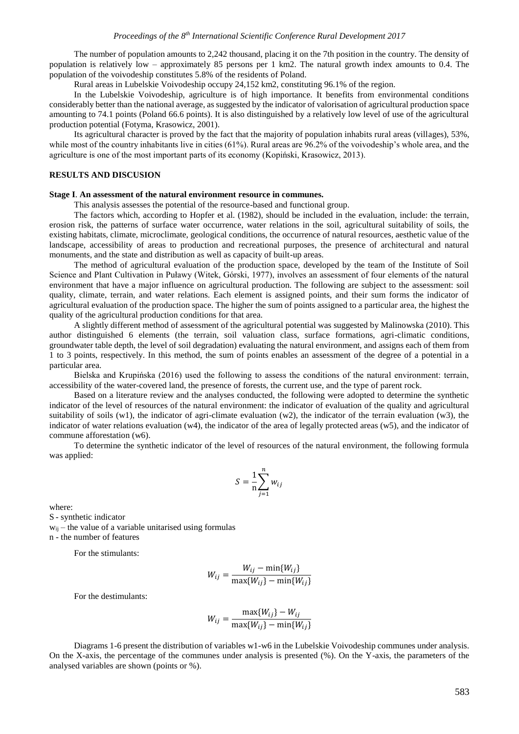The number of population amounts to 2,242 thousand, placing it on the 7th position in the country. The density of population is relatively low – approximately 85 persons per 1 km2. The natural growth index amounts to 0.4. The population of the voivodeship constitutes 5.8% of the residents of Poland.

Rural areas in Lubelskie Voivodeship occupy 24,152 km2, constituting 96.1% of the region.

In the Lubelskie Voivodeship, agriculture is of high importance. It benefits from environmental conditions considerably better than the national average, as suggested by the indicator of valorisation of agricultural production space amounting to 74.1 points (Poland 66.6 points). It is also distinguished by a relatively low level of use of the agricultural production potential (Fotyma, Krasowicz, 2001).

Its agricultural character is proved by the fact that the majority of population inhabits rural areas (villages), 53%, while most of the country inhabitants live in cities (61%). Rural areas are 96.2% of the voivodeship's whole area, and the agriculture is one of the most important parts of its economy (Kopiński, Krasowicz, 2013).

## RESULTS AND DISCUSION

### Stage I. An assessment of the natural environment resource in communes.

This analysis assesses the potential of the resource-based and functional group.

The factors which, according to Hopfer et al. (1982), should be included in the evaluation, include: the terrain, erosion risk, the patterns of surface water occurrence, water relations in the soil, agricultural suitability of soils, the existing habitats, climate, microclimate, geological conditions, the occurrence of natural resources, aesthetic value of the landscape, accessibility of areas to production and recreational purposes, the presence of architectural and natural monuments, and the state and distribution as well as capacity of built-up areas.

The method of agricultural evaluation of the production space, developed by the team of the Institute of Soil Science and Plant Cultivation in Puławy (Witek, Górski, 1977), involves an assessment of four elements of the natural environment that have a major influence on agricultural production. The following are subject to the assessment: soil quality, climate, terrain, and water relations. Each element is assigned points, and their sum forms the indicator of agricultural evaluation of the production space. The higher the sum of points assigned to a particular area, the highest the quality of the agricultural production conditions for that area.

A slightly different method of assessment of the agricultural potential was suggested by Malinowska (2010). This author distinguished 6 elements (the terrain, soil valuation class, surface formations, agri-climatic conditions, groundwater table depth, the level of soil degradation) evaluating the natural environment, and assigns each of them from 1 to 3 points, respectively. In this method, the sum of points enables an assessment of the degree of a potential in a particular area.

Bielska and Krupińska (2016) used the following to assess the conditions of the natural environment: terrain, accessibility of the water-covered land, the presence of forests, the current use, and the type of parent rock.

Based on a literature review and the analyses conducted, the following were adopted to determine the synthetic indicator of the level of resources of the natural environment: the indicator of evaluation of the quality and agricultural suitability of soils (w1), the indicator of agri-climate evaluation (w2), the indicator of the terrain evaluation (w3), the indicator of water relations evaluation (w4), the indicator of the area of legally protected areas (w5), and the indicator of commune afforestation (w6).

To determine the synthetic indicator of the level of resources of the natural environment, the following formula was applied:

$$S = \frac{1}{\mathrm{n}}\sum_{j=1}^{n} w_{ij}$$

where:

S - synthetic indicator

$w_{ij}$ – the value of a variable unitarised using formulas

n - the number of features

For the stimulants:

$$W_{ij} = \frac{W_{ij} - \min\{W_{ij}\}}{\max\{W_{ij}\} - \min\{W_{ij}\}}$$

For the destimulants:

$$W_{ij} = \frac{\max\{W_{ij}\} - W_{ij}}{\max\{W_{ij}\} - \min\{W_{ij}\}}$$

Diagrams 1-6 present the distribution of variables w1-w6 in the Lubelskie Voivodeship communes under analysis. On the X-axis, the percentage of the communes under analysis is presented (%). On the Y-axis, the parameters of the analysed variables are shown (points or %).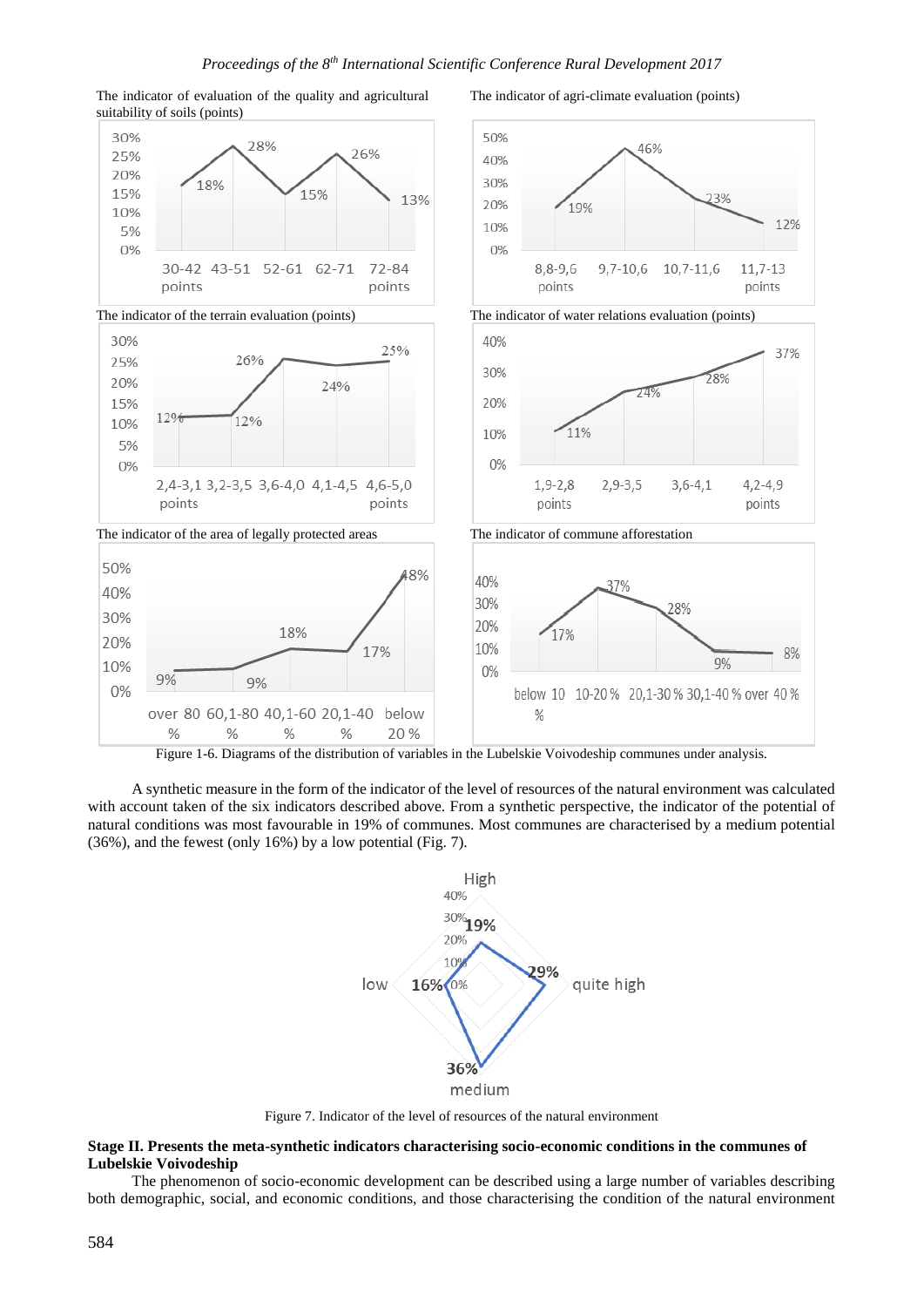The indicator of evaluation of the quality and agricultural suitability of soils (points)

The indicator of agri-climate evaluation (points)

The indicator of the terrain evaluation (points)

The indicator of water relations evaluation (points)

The indicator of the area of legally protected areas

The indicator of commune afforestation

Figure 1-6. Diagrams of the distribution of variables in the Lubelskie Voivodeship communes under analysis.

A synthetic measure in the form of the indicator of the level of resources of the natural environment was calculated with account taken of the six indicators described above. From a synthetic perspective, the indicator of the potential of natural conditions was most favourable in 19% of communes. Most communes are characterised by a medium potential (36%), and the fewest (only 16%) by a low potential (Fig. 7).

Figure 7. Indicator of the level of resources of the natural environment

**Stage II. Presents the meta-synthetic indicators characterising socio-economic conditions in the communes of Lubelskie Voivodeship**

The phenomenon of socio-economic development can be described using a large number of variables describing both demographic, social, and economic conditions, and those characterising the condition of the natural environment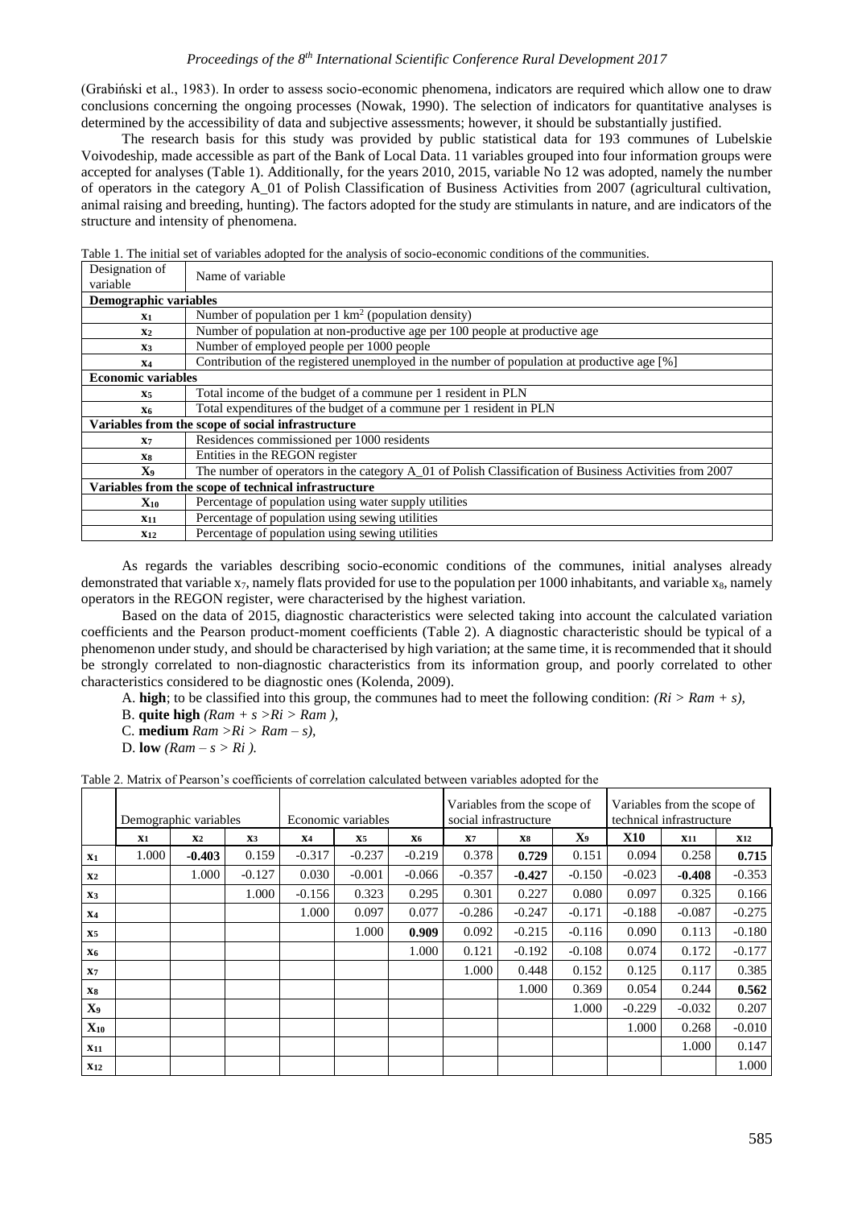(Grabiński et al., 1983). In order to assess socio-economic phenomena, indicators are required which allow one to draw conclusions concerning the ongoing processes (Nowak, 1990). The selection of indicators for quantitative analyses is determined by the accessibility of data and subjective assessments; however, it should be substantially justified.

The research basis for this study was provided by public statistical data for 193 communes of Lubelskie Voivodeship, made accessible as part of the Bank of Local Data. 11 variables grouped into four information groups were accepted for analyses (Table 1). Additionally, for the years 2010, 2015, variable No 12 was adopted, namely the number of operators in the category A_01 of Polish Classification of Business Activities from 2007 (agricultural cultivation, animal raising and breeding, hunting). The factors adopted for the study are stimulants in nature, and are indicators of the structure and intensity of phenomena.

Table 1. The initial set of variables adopted for the analysis of socio-economic conditions of the communities.

| Designation of variable | Name of variable |
|---|---|
| **Demographic variables** | |
| $x_1$ | Number of population per 1 km² (population density) |
| $x_2$ | Number of population at non-productive age per 100 people at productive age |
| $x_3$ | Number of employed people per 1000 people |
| $x_4$ | Contribution of the registered unemployed in the number of population at productive age [%] |
| **Economic variables** | |
| $x_5$ | Total income of the budget of a commune per 1 resident in PLN |
| $x_6$ | Total expenditures of the budget of a commune per 1 resident in PLN |
| **Variables from the scope of social infrastructure** | |
| $x_7$ | Residences commissioned per 1000 residents |
| $x_8$ | Entities in the REGON register |
| $X_9$ | The number of operators in the category A_01 of Polish Classification of Business Activities from 2007 |
| **Variables from the scope of technical infrastructure** | |
| $X_{10}$ | Percentage of population using water supply utilities |
| $x_{11}$ | Percentage of population using sewing utilities |
| $x_{12}$ | Percentage of population using sewing utilities |

As regards the variables describing socio-economic conditions of the communes, initial analyses already demonstrated that variable $x_7$, namely flats provided for use to the population per 1000 inhabitants, and variable $x_8$, namely operators in the REGON register, were characterised by the highest variation.

Based on the data of 2015, diagnostic characteristics were selected taking into account the calculated variation coefficients and the Pearson product-moment coefficients (Table 2). A diagnostic characteristic should be typical of a phenomenon under study, and should be characterised by high variation; at the same time, it is recommended that it should be strongly correlated to non-diagnostic characteristics from its information group, and poorly correlated to other characteristics considered to be diagnostic ones (Kolenda, 2009).

A. **high**; to be classified into this group, the communes had to meet the following condition: *(Ri > Ram + s),*

B. **quite high** *(Ram + s >Ri > Ram ),*

C. **medium** *Ram >Ri > Ram – s),*

D. **low** *(Ram – s > Ri ).*

Table 2. Matrix of Pearson's coefficients of correlation calculated between variables adopted for the

| | Demographic variables | | | | Economic variables | | Variables from the scope of social infrastructure | | | Variables from the scope of technical infrastructure | | |
|---|---|---|---|---|---|---|---|---|---|---|---|---|
| | $x_1$ | $x_2$ | $x_3$ | $x_4$ | $x_5$ | $x_6$ | $x_7$ | $x_8$ | $X_9$ | $X10$ | $x_{11}$ | $x_{12}$ |
| $x_1$ | 1.000 | **-0.403** | 0.159 | -0.317 | -0.237 | -0.219 | 0.378 | **0.729** | 0.151 | 0.094 | 0.258 | **0.715** |
| $x_2$ | | 1.000 | -0.127 | 0.030 | -0.001 | -0.066 | -0.357 | **-0.427** | -0.150 | -0.023 | **-0.408** | -0.353 |
| $x_3$ | | | 1.000 | -0.156 | 0.323 | 0.295 | 0.301 | 0.227 | 0.080 | 0.097 | 0.325 | 0.166 |
| $x_4$ | | | | 1.000 | 0.097 | 0.077 | -0.286 | -0.247 | -0.171 | -0.188 | -0.087 | -0.275 |
| $x_5$ | | | | | 1.000 | **0.909** | 0.092 | -0.215 | -0.116 | 0.090 | 0.113 | -0.180 |
| $x_6$ | | | | | | 1.000 | 0.121 | -0.192 | -0.108 | 0.074 | 0.172 | -0.177 |
| $x_7$ | | | | | | | 1.000 | 0.448 | 0.152 | 0.125 | 0.117 | 0.385 |
| $x_8$ | | | | | | | | 1.000 | 0.369 | 0.054 | 0.244 | **0.562** |
| $X_9$ | | | | | | | | | 1.000 | -0.229 | -0.032 | 0.207 |
| $X_{10}$ | | | | | | | | | | 1.000 | 0.268 | -0.010 |
| $x_{11}$ | | | | | | | | | | | 1.000 | 0.147 |
| $x_{12}$ | | | | | | | | | | | | 1.000 |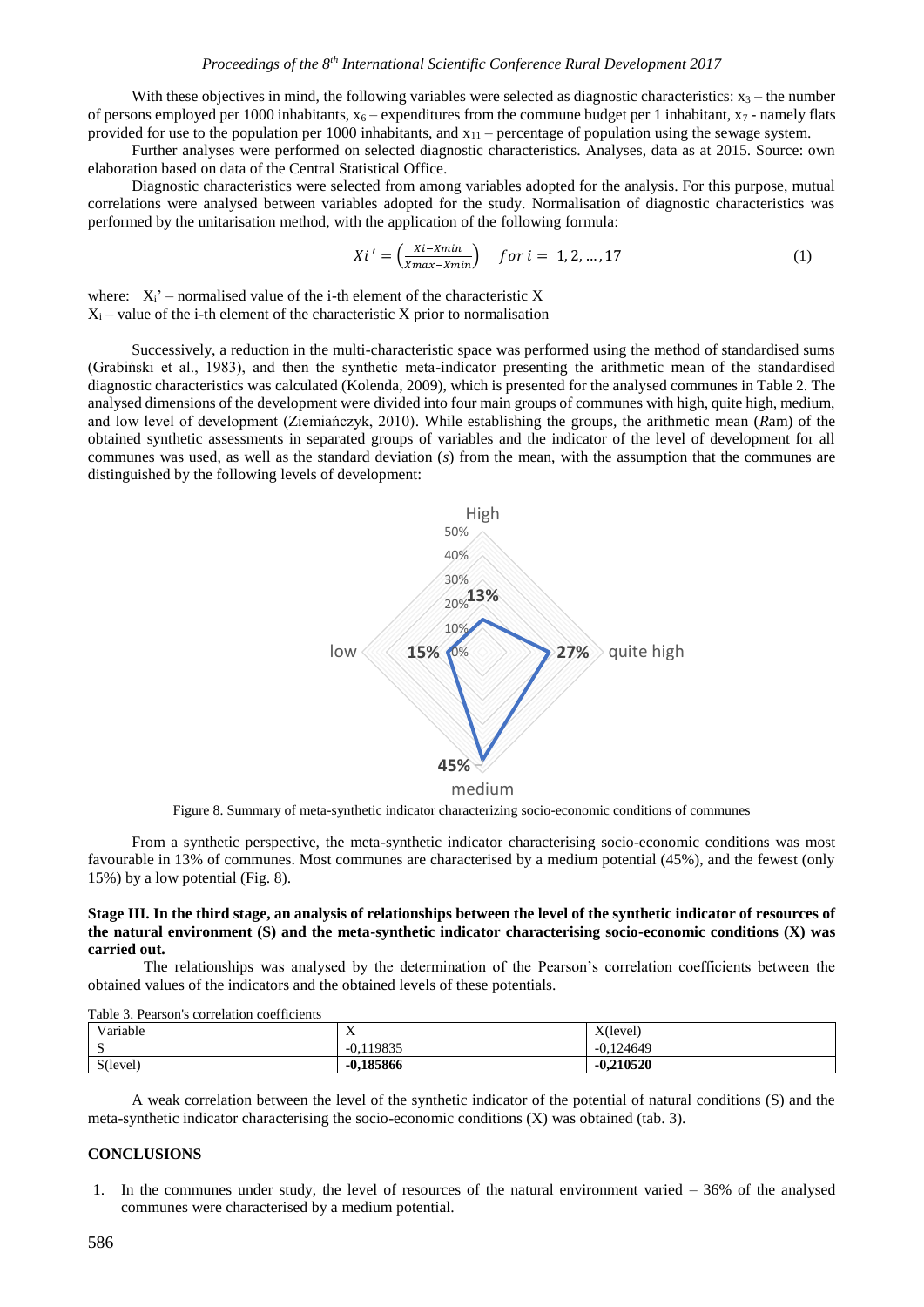With these objectives in mind, the following variables were selected as diagnostic characteristics: $x_3$ – the number of persons employed per 1000 inhabitants, $x_6$ – expenditures from the commune budget per 1 inhabitant, $x_7$ - namely flats provided for use to the population per 1000 inhabitants, and $x_{11}$ – percentage of population using the sewage system.

Further analyses were performed on selected diagnostic characteristics. Analyses, data as at 2015. Source: own elaboration based on data of the Central Statistical Office.

Diagnostic characteristics were selected from among variables adopted for the analysis. For this purpose, mutual correlations were analysed between variables adopted for the study. Normalisation of diagnostic characteristics was performed by the unitarisation method, with the application of the following formula:

$$Xi' = \left(\frac{Xi - Xmin}{Xmax - Xmin}\right) \quad for\ i = 1, 2, \ldots, 17 \tag{1}$$

where: $X_i$' – normalised value of the i-th element of the characteristic X
$X_i$ – value of the i-th element of the characteristic X prior to normalisation

Successively, a reduction in the multi-characteristic space was performed using the method of standardised sums (Grabiński et al., 1983), and then the synthetic meta-indicator presenting the arithmetic mean of the standardised diagnostic characteristics was calculated (Kolenda, 2009), which is presented for the analysed communes in Table 2. The analysed dimensions of the development were divided into four main groups of communes with high, quite high, medium, and low level of development (Ziemiańczyk, 2010). While establishing the groups, the arithmetic mean (*R*am) of the obtained synthetic assessments in separated groups of variables and the indicator of the level of development for all communes was used, as well as the standard deviation (*s*) from the mean, with the assumption that the communes are distinguished by the following levels of development:

Figure 8. Summary of meta-synthetic indicator characterizing socio-economic conditions of communes

From a synthetic perspective, the meta-synthetic indicator characterising socio-economic conditions was most favourable in 13% of communes. Most communes are characterised by a medium potential (45%), and the fewest (only 15%) by a low potential (Fig. 8).

**Stage III. In the third stage, an analysis of relationships between the level of the synthetic indicator of resources of the natural environment (S) and the meta-synthetic indicator characterising socio-economic conditions (X) was carried out.**

The relationships was analysed by the determination of the Pearson's correlation coefficients between the obtained values of the indicators and the obtained levels of these potentials.

Table 3. Pearson's correlation coefficients

| Variable | X | X(level) |
|---|---|---|
| S | -0,119835 | -0,124649 |
| S(level) | **-0,185866** | **-0,210520** |

A weak correlation between the level of the synthetic indicator of the potential of natural conditions (S) and the meta-synthetic indicator characterising the socio-economic conditions (X) was obtained (tab. 3).

## CONCLUSIONS

1. In the communes under study, the level of resources of the natural environment varied – 36% of the analysed communes were characterised by a medium potential.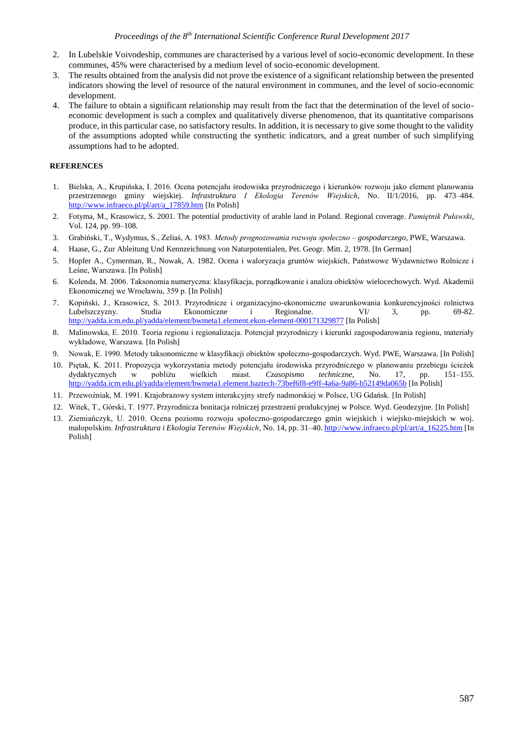2. In Lubelskie Voivodeship, communes are characterised by a various level of socio-economic development. In these communes, 45% were characterised by a medium level of socio-economic development.
3. The results obtained from the analysis did not prove the existence of a significant relationship between the presented indicators showing the level of resource of the natural environment in communes, and the level of socio-economic development.
4. The failure to obtain a significant relationship may result from the fact that the determination of the level of socio-economic development is such a complex and qualitatively diverse phenomenon, that its quantitative comparisons produce, in this particular case, no satisfactory results. In addition, it is necessary to give some thought to the validity of the assumptions adopted while constructing the synthetic indicators, and a great number of such simplifying assumptions had to be adopted.

**REFERENCES**

1. Bielska, A., Krupińska, I. 2016. Ocena potencjału środowiska przyrodniczego i kierunków rozwoju jako element planowania przestrzennego gminy wiejskiej. *Infrastruktura I Ekologia Terenów Wiejskich*, No. II/1/2016, pp. 473–484. http://www.infraeco.pl/pl/art/a_17859.htm [In Polish]
2. Fotyma, M., Krasowicz, S. 2001. The potential productivity of arable land in Poland. Regional coverage. *Pamiętnik Puławski*, Vol. 124, pp. 99–108.
3. Grabiński, T., Wydymus, S., Zeliaś, A. 1983. *Metody prognozowania rozwoju społeczno – gospodarczego*, PWE, Warszawa.
4. Haase, G., Zur Ableitung Und Kennzeichnung von Naturpotentialen, Pet. Geogr. Mitt. 2, 1978. [In German]
5. Hopfer A., Cymerman, R., Nowak, A. 1982. Ocena i waloryzacja gruntów wiejskich, Państwowe Wydawnictwo Rolnicze i Leśne, Warszawa. [In Polish]
6. Kolenda, M. 2006. Taksonomia numeryczna: klasyfikacja, porządkowanie i analiza obiektów wielocechowych. Wyd. Akademii Ekonomicznej we Wrocławiu, 359 p. [In Polish]
7. Kopiński, J., Krasowicz, S. 2013. Przyrodnicze i organizacyjno-ekonomiczne uwarunkowania konkurencyjności rolnictwa Lubelszczyzny. Studia Ekonomiczne i Regionalne. VI/ 3, pp. 69-82. http://yadda.icm.edu.pl/yadda/element/bwmeta1.element.ekon-element-000171329877 [In Polish]
8. Malinowska, E. 2010. Teoria regionu i regionalizacja. Potencjał przyrodniczy i kierunki zagospodarowania regionu, materiały wykładowe, Warszawa. [In Polish]
9. Nowak, E. 1990. Metody taksonomiczne w klasyfikacji obiektów społeczno-gospodarczych. Wyd. PWE, Warszawa. [In Polish]
10. Piętak, K. 2011. Propozycja wykorzystania metody potencjału środowiska przyrodniczego w planowaniu przebiegu ścieżek dydaktycznych w pobliżu wielkich miast. *Czasopismo techniczne*, No. 17, pp. 151–155. http://yadda.icm.edu.pl/yadda/element/bwmeta1.element.baztech-73bef6f8-e9ff-4a6a-9a86-b52149da065b [In Polish]
11. Przewoźniak, M. 1991. Krajobrazowy system interakcyjny strefy nadmorskiej w Polsce, UG Gdańsk. [In Polish]
12. Witek, T., Górski, T. 1977. Przyrodnicza bonitacja rolniczej przestrzeni produkcyjnej w Polsce. Wyd. Geodezyjne. [In Polish]
13. Ziemiańczyk, U. 2010. Ocena poziomu rozwoju społeczno-gospodarczego gmin wiejskich i wiejsko-miejskich w woj. małopolskim. *Infrastruktura i Ekologia Terenów Wiejskich*, No. 14, pp. 31–40. http://www.infraeco.pl/pl/art/a_16225.htm [In Polish]